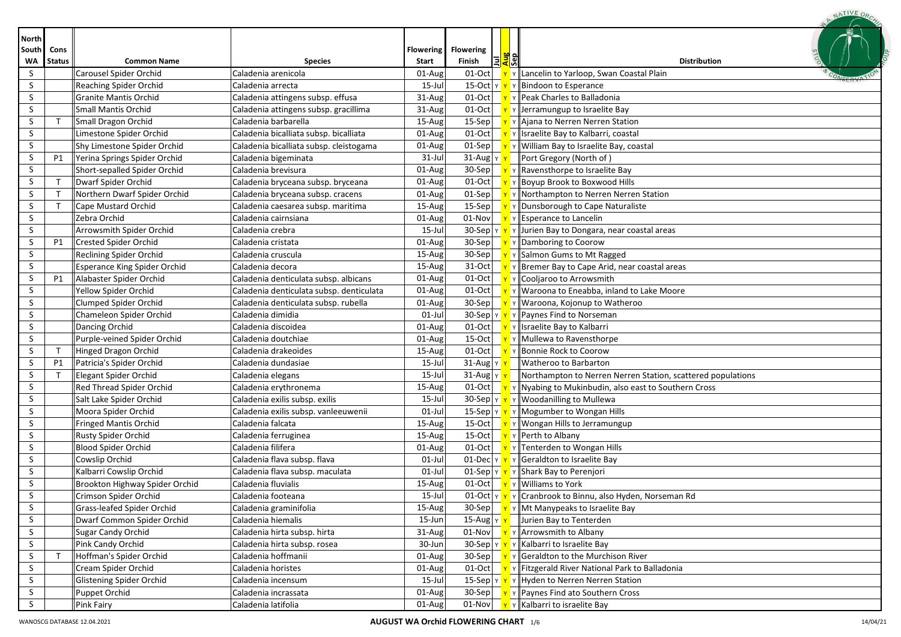| North South WA | Cons Status | Common Name | Species | Flowering Start | Flowering Finish | Jul | Aug | Sep | Distribution |
|---|---|---|---|---|---|---|---|---|---|
| S | | Carousel Spider Orchid | Caladenia arenicola | 01-Aug | 01-Oct | | Y | Y | Lancelin to Yarloop, Swan Coastal Plain |
| S | | Reaching Spider Orchid | Caladenia arrecta | 15-Jul | 15-Oct | Y | Y | Y | Bindoon to Esperance |
| S | | Granite Mantis Orchid | Caladenia attingens subsp. effusa | 31-Aug | 01-Oct | | Y | Y | Peak Charles to Balladonia |
| S | | Small Mantis Orchid | Caladenia attingens subsp. gracillima | 31-Aug | 01-Oct | | Y | Y | Jerramungup to Israelite Bay |
| S | T | Small Dragon Orchid | Caladenia barbarella | 15-Aug | 15-Sep | | Y | Y | Ajana to Nerren Nerren Station |
| S | | Limestone Spider Orchid | Caladenia bicalliata subsp. bicalliata | 01-Aug | 01-Oct | | Y | Y | Israelite Bay to Kalbarri, coastal |
| S | | Shy Limestone Spider Orchid | Caladenia bicalliata subsp. cleistogama | 01-Aug | 01-Sep | | Y | Y | William Bay to Israelite Bay, coastal |
| S | P1 | Yerina Springs Spider Orchid | Caladenia bigeminata | 31-Jul | 31-Aug | Y | Y | | Port Gregory (North of ) |
| S | | Short-sepalled Spider Orchid | Caladenia brevisura | 01-Aug | 30-Sep | | Y | Y | Ravensthorpe to Israelite Bay |
| S | T | Dwarf Spider Orchid | Caladenia bryceana subsp. bryceana | 01-Aug | 01-Oct | | Y | Y | Boyup Brook to Boxwood Hills |
| S | T | Northern Dwarf Spider Orchid | Caladenia bryceana subsp. cracens | 01-Aug | 01-Sep | | Y | Y | Northampton to Nerren Nerren Station |
| S | T | Cape Mustard Orchid | Caladenia caesarea subsp. maritima | 15-Aug | 15-Sep | | Y | Y | Dunsborough to Cape Naturaliste |
| S | | Zebra Orchid | Caladenia cairnsiana | 01-Aug | 01-Nov | | Y | Y | Esperance to Lancelin |
| S | | Arrowsmith Spider Orchid | Caladenia crebra | 15-Jul | 30-Sep | Y | Y | Y | Jurien Bay to Dongara, near coastal areas |
| S | P1 | Crested Spider Orchid | Caladenia cristata | 01-Aug | 30-Sep | | Y | Y | Damboring to Coorow |
| S | | Reclining Spider Orchid | Caladenia cruscula | 15-Aug | 30-Sep | | Y | Y | Salmon Gums to Mt Ragged |
| S | | Esperance King Spider Orchid | Caladenia decora | 15-Aug | 31-Oct | | Y | Y | Bremer Bay to Cape Arid, near coastal areas |
| S | P1 | Alabaster Spider Orchid | Caladenia denticulata subsp. albicans | 01-Aug | 01-Oct | | Y | Y | Cooljaroo to Arrowsmith |
| S | | Yellow Spider Orchid | Caladenia denticulata subsp. denticulata | 01-Aug | 01-Oct | | Y | Y | Waroona to Eneabba, inland to Lake Moore |
| S | | Clumped Spider Orchid | Caladenia denticulata subsp. rubella | 01-Aug | 30-Sep | | Y | Y | Waroona, Kojonup to Watheroo |
| S | | Chameleon Spider Orchid | Caladenia dimidia | 01-Jul | 30-Sep | Y | Y | Y | Paynes Find to Norseman |
| S | | Dancing Orchid | Caladenia discoidea | 01-Aug | 01-Oct | | Y | Y | Israelite Bay to Kalbarri |
| S | | Purple-veined Spider Orchid | Caladenia doutchiae | 01-Aug | 15-Oct | | Y | Y | Mullewa to Ravensthorpe |
| S | T | Hinged Dragon Orchid | Caladenia drakeoides | 15-Aug | 01-Oct | | Y | Y | Bonnie Rock to Coorow |
| S | P1 | Patricia's Spider Orchid | Caladenia dundasiae | 15-Jul | 31-Aug | Y | Y | | Watheroo to Barbarton |
| S | T | Elegant Spider Orchid | Caladenia elegans | 15-Jul | 31-Aug | Y | Y | | Northampton to Nerren Nerren Station, scattered populations |
| S | | Red Thread Spider Orchid | Caladenia erythronema | 15-Aug | 01-Oct | | Y | Y | Nyabing to Mukinbudin, also east to Southern Cross |
| S | | Salt Lake Spider Orchid | Caladenia exilis subsp. exilis | 15-Jul | 30-Sep | Y | Y | Y | Woodanilling to Mullewa |
| S | | Moora Spider Orchid | Caladenia exilis subsp. vanleeuwenii | 01-Jul | 15-Sep | Y | Y | Y | Mogumber to Wongan Hills |
| S | | Fringed Mantis Orchid | Caladenia falcata | 15-Aug | 15-Oct | | Y | Y | Wongan Hills to Jerramungup |
| S | | Rusty Spider Orchid | Caladenia ferruginea | 15-Aug | 15-Oct | | Y | Y | Perth to Albany |
| S | | Blood Spider Orchid | Caladenia filifera | 01-Aug | 01-Oct | | Y | Y | Tenterden to Wongan Hills |
| S | | Cowslip Orchid | Caladenia flava subsp. flava | 01-Jul | 01-Dec | Y | Y | Y | Geraldton to Israelite Bay |
| S | | Kalbarri Cowslip Orchid | Caladenia flava subsp. maculata | 01-Jul | 01-Sep | Y | Y | Y | Shark Bay to Perenjori |
| S | | Brookton Highway Spider Orchid | Caladenia fluvialis | 15-Aug | 01-Oct | | Y | Y | Williams to York |
| S | | Crimson Spider Orchid | Caladenia footeana | 15-Jul | 01-Oct | Y | Y | Y | Cranbrook to Binnu, also Hyden, Norseman Rd |
| S | | Grass-leafed Spider Orchid | Caladenia graminifolia | 15-Aug | 30-Sep | | Y | Y | Mt Manypeaks to Israelite Bay |
| S | | Dwarf Common Spider Orchid | Caladenia hiemalis | 15-Jun | 15-Aug | Y | Y | | Jurien Bay to Tenterden |
| S | | Sugar Candy Orchid | Caladenia hirta subsp. hirta | 31-Aug | 01-Nov | | Y | Y | Arrowsmith to Albany |
| S | | Pink Candy Orchid | Caladenia hirta subsp. rosea | 30-Jun | 30-Sep | Y | Y | Y | Kalbarri to Israelite Bay |
| S | T | Hoffman's Spider Orchid | Caladenia hoffmanii | 01-Aug | 30-Sep | | Y | Y | Geraldton to the Murchison River |
| S | | Cream Spider Orchid | Caladenia horistes | 01-Aug | 01-Oct | | Y | Y | Fitzgerald River National Park to Balladonia |
| S | | Glistening Spider Orchid | Caladenia incensum | 15-Jul | 15-Sep | Y | Y | Y | Hyden to Nerren Nerren Station |
| S | | Puppet Orchid | Caladenia incrassata | 01-Aug | 30-Sep | | Y | Y | Paynes Find ato Southern Cross |
| S | | Pink Fairy | Caladenia latifolia | 01-Aug | 01-Nov | | Y | Y | Kalbarri to israelite Bay |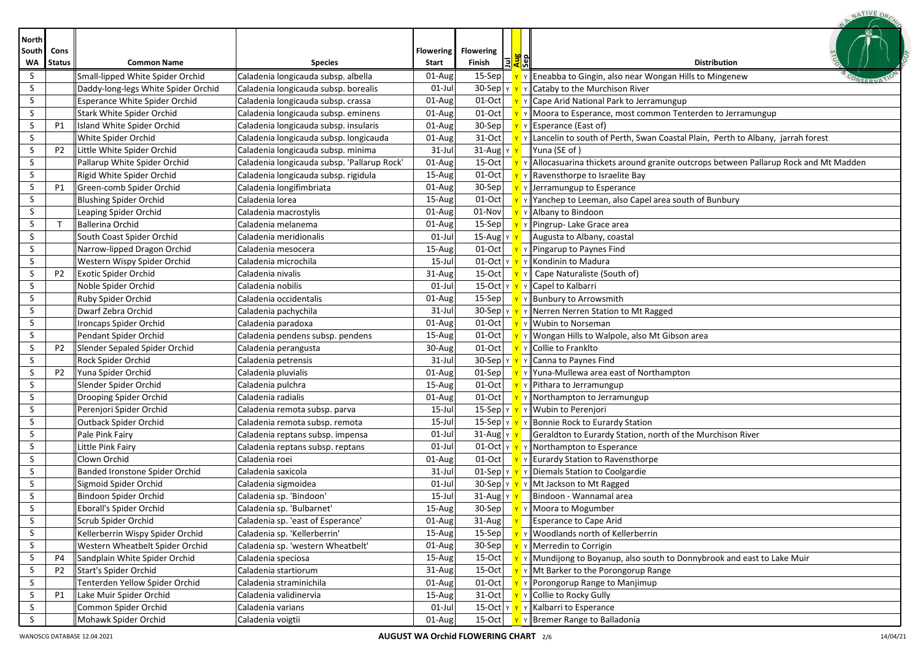| North South WA | Cons Status | Common Name | Species | Flowering Start | Flowering Finish | Jul | Aug | Sep | Distribution |
|---|---|---|---|---|---|---|---|---|---|
| S | | Small-lipped White Spider Orchid | Caladenia longicauda subsp. albella | 01-Aug | 15-Sep | | Y | Y | Eneabba to Gingin, also near Wongan Hills to Mingenew |
| S | | Daddy-long-legs White Spider Orchid | Caladenia longicauda subsp. borealis | 01-Jul | 30-Sep | Y | Y | Y | Cataby to the Murchison River |
| S | | Esperance White Spider Orchid | Caladenia longicauda subsp. crassa | 01-Aug | 01-Oct | | Y | Y | Cape Arid National Park to Jerramungup |
| S | | Stark White Spider Orchid | Caladenia longicauda subsp. eminens | 01-Aug | 01-Oct | | Y | Y | Moora to Esperance, most common Tenterden to Jerramungup |
| S | P1 | Island White Spider Orchid | Caladenia longicauda subsp. insularis | 01-Aug | 30-Sep | | Y | Y | Esperance (East of) |
| S | | White Spider Orchid | Caladenia longicauda subsp. longicauda | 01-Aug | 31-Oct | | Y | Y | Lancelin to south of Perth, Swan Coastal Plain, Perth to Albany, jarrah forest |
| S | P2 | Little White Spider Orchid | Caladenia longicauda subsp. minima | 31-Jul | 31-Aug | Y | Y | | Yuna (SE of ) |
| S | | Pallarup White Spider Orchid | Caladenia longicauda subsp. 'Pallarup Rock' | 01-Aug | 15-Oct | | Y | Y | Allocasuarina thickets around granite outcrops between Pallarup Rock and Mt Madden |
| S | | Rigid White Spider Orchid | Caladenia longicauda subsp. rigidula | 15-Aug | 01-Oct | | Y | Y | Ravensthorpe to Israelite Bay |
| S | P1 | Green-comb Spider Orchid | Caladenia longifimbriata | 01-Aug | 30-Sep | | Y | Y | Jerramungup to Esperance |
| S | | Blushing Spider Orchid | Caladenia lorea | 15-Aug | 01-Oct | | Y | Y | Yanchep to Leeman, also Capel area south of Bunbury |
| S | | Leaping Spider Orchid | Caladenia macrostylis | 01-Aug | 01-Nov | | Y | Y | Albany to Bindoon |
| S | T | Ballerina Orchid | Caladenia melanema | 01-Aug | 15-Sep | | Y | Y | Pingrup- Lake Grace area |
| S | | South Coast Spider Orchid | Caladenia meridionalis | 01-Jul | 15-Aug | Y | Y | | Augusta to Albany, coastal |
| S | | Narrow-lipped Dragon Orchid | Caladenia mesocera | 15-Aug | 01-Oct | | Y | Y | Pingarup to Paynes Find |
| S | | Western Wispy Spider Orchid | Caladenia microchila | 15-Jul | 01-Oct | Y | Y | Y | Kondinin to Madura |
| S | P2 | Exotic Spider Orchid | Caladenia nivalis | 31-Aug | 15-Oct | | Y | Y | Cape Naturaliste (South of) |
| S | | Noble Spider Orchid | Caladenia nobilis | 01-Jul | 15-Oct | Y | Y | Y | Capel to Kalbarri |
| S | | Ruby Spider Orchid | Caladenia occidentalis | 01-Aug | 15-Sep | | Y | Y | Bunbury to Arrowsmith |
| S | | Dwarf Zebra Orchid | Caladenia pachychila | 31-Jul | 30-Sep | Y | Y | Y | Nerren Nerren Station to Mt Ragged |
| S | | Ironcaps Spider Orchid | Caladenia paradoxa | 01-Aug | 01-Oct | | Y | Y | Wubin to Norseman |
| S | | Pendant Spider Orchid | Caladenia pendens subsp. pendens | 15-Aug | 01-Oct | | Y | Y | Wongan Hills to Walpole, also Mt Gibson area |
| S | P2 | Slender Sepaled Spider Orchid | Caladenia perangusta | 30-Aug | 01-Oct | | Y | Y | Collie to Franklto |
| S | | Rock Spider Orchid | Caladenia petrensis | 31-Jul | 30-Sep | Y | Y | Y | Canna to Paynes Find |
| S | P2 | Yuna Spider Orchid | Caladenia pluvialis | 01-Aug | 01-Sep | | Y | Y | Yuna-Mullewa area east of Northampton |
| S | | Slender Spider Orchid | Caladenia pulchra | 15-Aug | 01-Oct | | Y | Y | Pithara to Jerramungup |
| S | | Drooping Spider Orchid | Caladenia radialis | 01-Aug | 01-Oct | | Y | Y | Northampton to Jerramungup |
| S | | Perenjori Spider Orchid | Caladenia remota subsp. parva | 15-Jul | 15-Sep | Y | Y | Y | Wubin to Perenjori |
| S | | Outback Spider Orchid | Caladenia remota subsp. remota | 15-Jul | 15-Sep | Y | Y | Y | Bonnie Rock to Eurardy Station |
| S | | Pale Pink Fairy | Caladenia reptans subsp. impensa | 01-Jul | 31-Aug | Y | Y | | Geraldton to Eurardy Station, north of the Murchison River |
| S | | Little Pink Fairy | Caladenia reptans subsp. reptans | 01-Jul | 01-Oct | Y | Y | Y | Northampton to Esperance |
| S | | Clown Orchid | Caladenia roei | 01-Aug | 01-Oct | | Y | Y | Eurardy Station to Ravensthorpe |
| S | | Banded Ironstone Spider Orchid | Caladenia saxicola | 31-Jul | 01-Sep | Y | Y | Y | Diemals Station to Coolgardie |
| S | | Sigmoid Spider Orchid | Caladenia sigmoidea | 01-Jul | 30-Sep | Y | Y | Y | Mt Jackson to Mt Ragged |
| S | | Bindoon Spider Orchid | Caladenia sp. 'Bindoon' | 15-Jul | 31-Aug | Y | Y | | Bindoon - Wannamal area |
| S | | Eborall's Spider Orchid | Caladenia sp. 'Bulbarnet' | 15-Aug | 30-Sep | | Y | Y | Moora to Mogumber |
| S | | Scrub Spider Orchid | Caladenia sp. 'east of Esperance' | 01-Aug | 31-Aug | | Y | | Esperance to Cape Arid |
| S | | Kellerberrin Wispy Spider Orchid | Caladenia sp. 'Kellerberrin' | 15-Aug | 15-Sep | | Y | Y | Woodlands north of Kellerberrin |
| S | | Western Wheatbelt Spider Orchid | Caladenia sp. 'western Wheatbelt' | 01-Aug | 30-Sep | | Y | Y | Merredin to Corrigin |
| S | P4 | Sandplain White Spider Orchid | Caladenia speciosa | 15-Aug | 15-Oct | | Y | Y | Mundijong to Boyanup, also south to Donnybrook and east to Lake Muir |
| S | P2 | Start's Spider Orchid | Caladenia startiorum | 31-Aug | 15-Oct | | Y | Y | Mt Barker to the Porongorup Range |
| S | | Tenterden Yellow Spider Orchid | Caladenia straminichila | 01-Aug | 01-Oct | | Y | Y | Porongorup Range to Manjimup |
| S | P1 | Lake Muir Spider Orchid | Caladenia validinervia | 15-Aug | 31-Oct | | Y | Y | Collie to Rocky Gully |
| S | | Common Spider Orchid | Caladenia varians | 01-Jul | 15-Oct | Y | Y | Y | Kalbarri to Esperance |
| S | | Mohawk Spider Orchid | Caladenia voigtii | 01-Aug | 15-Oct | | Y | Y | Bremer Range to Balladonia |

WANOSCG DATABASE 12.04.2021 — **AUGUST WA Orchid FLOWERING CHART** — 14/04/21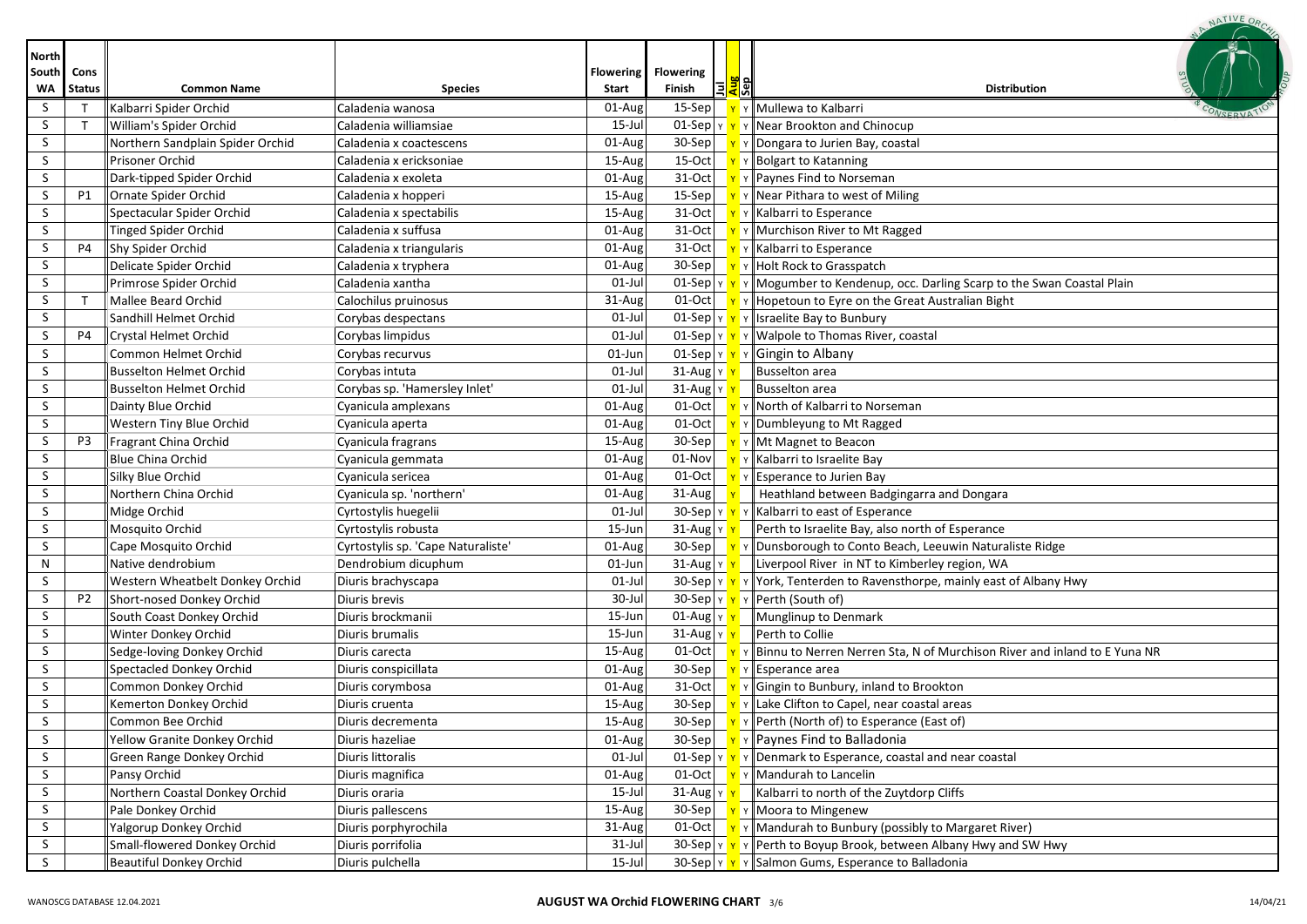| North South WA | Cons Status | Common Name | Species | Flowering Start | Flowering Finish | Jul | Aug | Sep | Distribution |
|---|---|---|---|---|---|---|---|---|---|
| S | T | Kalbarri Spider Orchid | Caladenia wanosa | 01-Aug | 15-Sep | | Y | Y | Mullewa to Kalbarri |
| S | T | William's Spider Orchid | Caladenia williamsiae | 15-Jul | 01-Sep | Y | Y | Y | Near Brookton and Chinocup |
| S | | Northern Sandplain Spider Orchid | Caladenia x coactescens | 01-Aug | 30-Sep | | Y | Y | Dongara to Jurien Bay, coastal |
| S | | Prisoner Orchid | Caladenia x ericksoniae | 15-Aug | 15-Oct | | Y | Y | Bolgart to Katanning |
| S | | Dark-tipped Spider Orchid | Caladenia x exoleta | 01-Aug | 31-Oct | | Y | Y | Paynes Find to Norseman |
| S | P1 | Ornate Spider Orchid | Caladenia x hopperi | 15-Aug | 15-Sep | | Y | Y | Near Pithara to west of Miling |
| S | | Spectacular Spider Orchid | Caladenia x spectabilis | 15-Aug | 31-Oct | | Y | Y | Kalbarri to Esperance |
| S | | Tinged Spider Orchid | Caladenia x suffusa | 01-Aug | 31-Oct | | Y | Y | Murchison River to Mt Ragged |
| S | P4 | Shy Spider Orchid | Caladenia x triangularis | 01-Aug | 31-Oct | | Y | Y | Kalbarri to Esperance |
| S | | Delicate Spider Orchid | Caladenia x tryphera | 01-Aug | 30-Sep | | Y | Y | Holt Rock to Grasspatch |
| S | | Primrose Spider Orchid | Caladenia xantha | 01-Jul | 01-Sep | Y | Y | Y | Mogumber to Kendenup, occ. Darling Scarp to the Swan Coastal Plain |
| S | T | Mallee Beard Orchid | Calochilus pruinosus | 31-Aug | 01-Oct | | Y | Y | Hopetoun to Eyre on the Great Australian Bight |
| S | | Sandhill Helmet Orchid | Corybas despectans | 01-Jul | 01-Sep | Y | Y | Y | Israelite Bay to Bunbury |
| S | P4 | Crystal Helmet Orchid | Corybas limpidus | 01-Jul | 01-Sep | Y | Y | Y | Walpole to Thomas River, coastal |
| S | | Common Helmet Orchid | Corybas recurvus | 01-Jun | 01-Sep | Y | Y | Y | Gingin to Albany |
| S | | Busselton Helmet Orchid | Corybas intuta | 01-Jul | 31-Aug | Y | Y | | Busselton area |
| S | | Busselton Helmet Orchid | Corybas sp. 'Hamersley Inlet' | 01-Jul | 31-Aug | Y | Y | | Busselton area |
| S | | Dainty Blue Orchid | Cyanicula amplexans | 01-Aug | 01-Oct | | Y | Y | North of Kalbarri to Norseman |
| S | | Western Tiny Blue Orchid | Cyanicula aperta | 01-Aug | 01-Oct | | Y | Y | Dumbleyung to Mt Ragged |
| S | P3 | Fragrant China Orchid | Cyanicula fragrans | 15-Aug | 30-Sep | | Y | Y | Mt Magnet to Beacon |
| S | | Blue China Orchid | Cyanicula gemmata | 01-Aug | 01-Nov | | Y | Y | Kalbarri to Israelite Bay |
| S | | Silky Blue Orchid | Cyanicula sericea | 01-Aug | 01-Oct | | Y | Y | Esperance to Jurien Bay |
| S | | Northern China Orchid | Cyanicula sp. 'northern' | 01-Aug | 31-Aug | | Y | | Heathland between Badgingarra and Dongara |
| S | | Midge Orchid | Cyrtostylis huegelii | 01-Jul | 30-Sep | Y | Y | Y | Kalbarri to east of Esperance |
| S | | Mosquito Orchid | Cyrtostylis robusta | 15-Jun | 31-Aug | Y | Y | | Perth to Israelite Bay, also north of Esperance |
| S | | Cape Mosquito Orchid | Cyrtostylis sp. 'Cape Naturaliste' | 01-Aug | 30-Sep | | Y | Y | Dunsborough to Conto Beach, Leeuwin Naturaliste Ridge |
| N | | Native dendrobium | Dendrobium dicuphum | 01-Jun | 31-Aug | Y | Y | | Liverpool River in NT to Kimberley region, WA |
| S | | Western Wheatbelt Donkey Orchid | Diuris brachyscapa | 01-Jul | 30-Sep | Y | Y | Y | York, Tenterden to Ravensthorpe, mainly east of Albany Hwy |
| S | P2 | Short-nosed Donkey Orchid | Diuris brevis | 30-Jul | 30-Sep | Y | Y | Y | Perth (South of) |
| S | | South Coast Donkey Orchid | Diuris brockmanii | 15-Jun | 01-Aug | Y | Y | | Munglinup to Denmark |
| S | | Winter Donkey Orchid | Diuris brumalis | 15-Jun | 31-Aug | Y | Y | | Perth to Collie |
| S | | Sedge-loving Donkey Orchid | Diuris carecta | 15-Aug | 01-Oct | | Y | Y | Binnu to Nerren Nerren Sta, N of Murchison River and inland to E Yuna NR |
| S | | Spectacled Donkey Orchid | Diuris conspicillata | 01-Aug | 30-Sep | | Y | Y | Esperance area |
| S | | Common Donkey Orchid | Diuris corymbosa | 01-Aug | 31-Oct | | Y | Y | Gingin to Bunbury, inland to Brookton |
| S | | Kemerton Donkey Orchid | Diuris cruenta | 15-Aug | 30-Sep | | Y | Y | Lake Clifton to Capel, near coastal areas |
| S | | Common Bee Orchid | Diuris decrementa | 15-Aug | 30-Sep | | Y | Y | Perth (North of) to Esperance (East of) |
| S | | Yellow Granite Donkey Orchid | Diuris hazeliae | 01-Aug | 30-Sep | | Y | Y | Paynes Find to Balladonia |
| S | | Green Range Donkey Orchid | Diuris littoralis | 01-Jul | 01-Sep | Y | Y | Y | Denmark to Esperance, coastal and near coastal |
| S | | Pansy Orchid | Diuris magnifica | 01-Aug | 01-Oct | | Y | Y | Mandurah to Lancelin |
| S | | Northern Coastal Donkey Orchid | Diuris oraria | 15-Jul | 31-Aug | Y | Y | | Kalbarri to north of the Zuytdorp Cliffs |
| S | | Pale Donkey Orchid | Diuris pallescens | 15-Aug | 30-Sep | | Y | Y | Moora to Mingenew |
| S | | Yalgorup Donkey Orchid | Diuris porphyrochila | 31-Aug | 01-Oct | | Y | Y | Mandurah to Bunbury (possibly to Margaret River) |
| S | | Small-flowered Donkey Orchid | Diuris porrifolia | 31-Jul | 30-Sep | Y | Y | Y | Perth to Boyup Brook, between Albany Hwy and SW Hwy |
| S | | Beautiful Donkey Orchid | Diuris pulchella | 15-Jul | 30-Sep | Y | Y | Y | Salmon Gums, Esperance to Balladonia |

WANOSCG DATABASE 12.04.2021 — **AUGUST WA Orchid FLOWERING CHART** — 14/04/21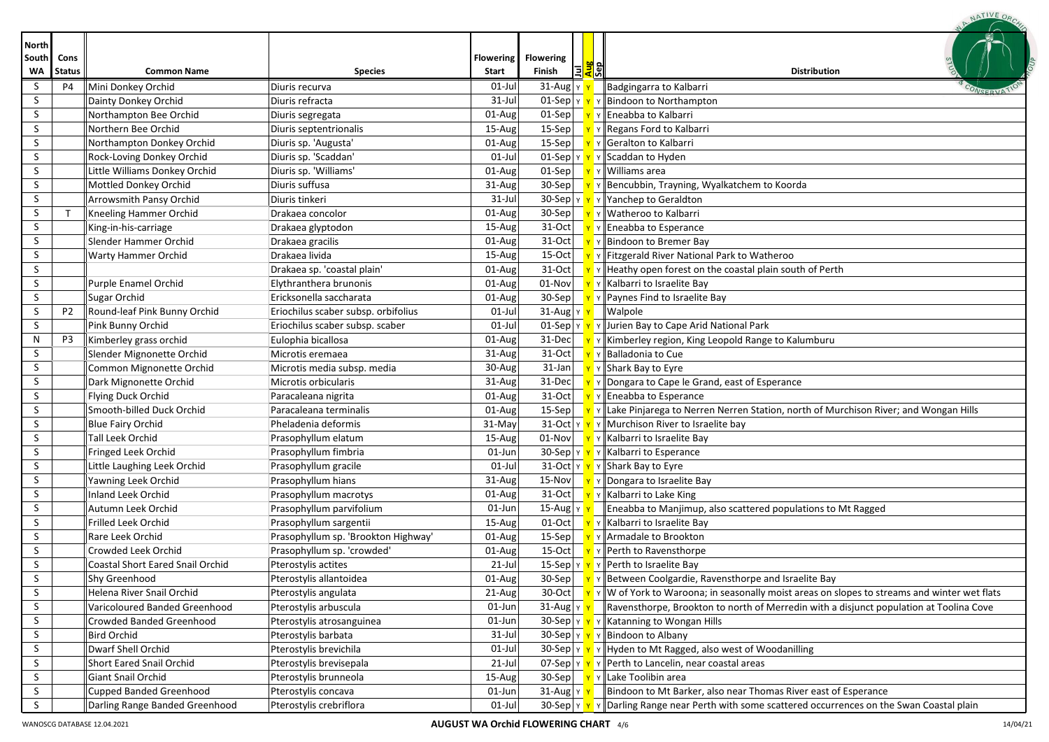| North South WA | Cons Status | Common Name | Species | Flowering Start | Flowering Finish | Jul | Aug | Sep | Distribution |
|---|---|---|---|---|---|---|---|---|---|
| S | P4 | Mini Donkey Orchid | Diuris recurva | 01-Jul | 31-Aug | Y | Y | | Badgingarra to Kalbarri |
| S | | Dainty Donkey Orchid | Diuris refracta | 31-Jul | 01-Sep | Y | Y | Y | Bindoon to Northampton |
| S | | Northampton Bee Orchid | Diuris segregata | 01-Aug | 01-Sep | | Y | Y | Eneabba to Kalbarri |
| S | | Northern Bee Orchid | Diuris septentrionalis | 15-Aug | 15-Sep | | Y | Y | Regans Ford to Kalbarri |
| S | | Northampton Donkey Orchid | Diuris sp. 'Augusta' | 01-Aug | 15-Sep | | Y | Y | Geralton to Kalbarri |
| S | | Rock-Loving Donkey Orchid | Diuris sp. 'Scaddan' | 01-Jul | 01-Sep | Y | Y | Y | Scaddan to Hyden |
| S | | Little Williams Donkey Orchid | Diuris sp. 'Williams' | 01-Aug | 01-Sep | | Y | Y | Williams area |
| S | | Mottled Donkey Orchid | Diuris suffusa | 31-Aug | 30-Sep | | Y | Y | Bencubbin, Trayning, Wyalkatchem to Koorda |
| S | | Arrowsmith Pansy Orchid | Diuris tinkeri | 31-Jul | 30-Sep | Y | Y | Y | Yanchep to Geraldton |
| S | T | Kneeling Hammer Orchid | Drakaea concolor | 01-Aug | 30-Sep | | Y | Y | Watheroo to Kalbarri |
| S | | King-in-his-carriage | Drakaea glyptodon | 15-Aug | 31-Oct | | Y | Y | Eneabba to Esperance |
| S | | Slender Hammer Orchid | Drakaea gracilis | 01-Aug | 31-Oct | | Y | Y | Bindoon to Bremer Bay |
| S | | Warty Hammer Orchid | Drakaea livida | 15-Aug | 15-Oct | | Y | Y | Fitzgerald River National Park to Watheroo |
| S | | | Drakaea sp. 'coastal plain' | 01-Aug | 31-Oct | | Y | Y | Heathy open forest on the coastal plain south of Perth |
| S | | Purple Enamel Orchid | Elythranthera brunonis | 01-Aug | 01-Nov | | Y | Y | Kalbarri to Israelite Bay |
| S | | Sugar Orchid | Ericksonella saccharata | 01-Aug | 30-Sep | | Y | Y | Paynes Find to Israelite Bay |
| S | P2 | Round-leaf Pink Bunny Orchid | Eriochilus scaber subsp. orbifolius | 01-Jul | 31-Aug | Y | Y | | Walpole |
| S | | Pink Bunny Orchid | Eriochilus scaber subsp. scaber | 01-Jul | 01-Sep | Y | Y | Y | Jurien Bay to Cape Arid National Park |
| N | P3 | Kimberley grass orchid | Eulophia bicallosa | 01-Aug | 31-Dec | | Y | Y | Kimberley region, King Leopold Range to Kalumburu |
| S | | Slender Mignonette Orchid | Microtis eremaea | 31-Aug | 31-Oct | | Y | Y | Balladonia to Cue |
| S | | Common Mignonette Orchid | Microtis media subsp. media | 30-Aug | 31-Jan | | Y | Y | Shark Bay to Eyre |
| S | | Dark Mignonette Orchid | Microtis orbicularis | 31-Aug | 31-Dec | | Y | Y | Dongara to Cape le Grand, east of Esperance |
| S | | Flying Duck Orchid | Paracaleana nigrita | 01-Aug | 31-Oct | | Y | Y | Eneabba to Esperance |
| S | | Smooth-billed Duck Orchid | Paracaleana terminalis | 01-Aug | 15-Sep | | Y | Y | Lake Pinjarega to Nerren Nerren Station, north of Murchison River; and Wongan Hills |
| S | | Blue Fairy Orchid | Pheladenia deformis | 31-May | 31-Oct | Y | Y | Y | Murchison River to Israelite bay |
| S | | Tall Leek Orchid | Prasophyllum elatum | 15-Aug | 01-Nov | | Y | Y | Kalbarri to Israelite Bay |
| S | | Fringed Leek Orchid | Prasophyllum fimbria | 01-Jun | 30-Sep | Y | Y | Y | Kalbarri to Esperance |
| S | | Little Laughing Leek Orchid | Prasophyllum gracile | 01-Jul | 31-Oct | Y | Y | Y | Shark Bay to Eyre |
| S | | Yawning Leek Orchid | Prasophyllum hians | 31-Aug | 15-Nov | | Y | Y | Dongara to Israelite Bay |
| S | | Inland Leek Orchid | Prasophyllum macrotys | 01-Aug | 31-Oct | | Y | Y | Kalbarri to Lake King |
| S | | Autumn Leek Orchid | Prasophyllum parvifolium | 01-Jun | 15-Aug | Y | Y | | Eneabba to Manjimup, also scattered populations to Mt Ragged |
| S | | Frilled Leek Orchid | Prasophyllum sargentii | 15-Aug | 01-Oct | | Y | Y | Kalbarri to Israelite Bay |
| S | | Rare Leek Orchid | Prasophyllum sp. 'Brookton Highway' | 01-Aug | 15-Sep | | Y | Y | Armadale to Brookton |
| S | | Crowded Leek Orchid | Prasophyllum sp. 'crowded' | 01-Aug | 15-Oct | | Y | Y | Perth to Ravensthorpe |
| S | | Coastal Short Eared Snail Orchid | Pterostylis actites | 21-Jul | 15-Sep | Y | Y | Y | Perth to Israelite Bay |
| S | | Shy Greenhood | Pterostylis allantoidea | 01-Aug | 30-Sep | | Y | Y | Between Coolgardie, Ravensthorpe and Israelite Bay |
| S | | Helena River Snail Orchid | Pterostylis angulata | 21-Aug | 30-Oct | | Y | Y | W of York to Waroona; in seasonally moist areas on slopes to streams and winter wet flats |
| S | | Varicoloured Banded Greenhood | Pterostylis arbuscula | 01-Jun | 31-Aug | Y | Y | | Ravensthorpe, Brookton to north of Merredin with a disjunct population at Toolina Cove |
| S | | Crowded Banded Greenhood | Pterostylis atrosanguinea | 01-Jun | 30-Sep | Y | Y | Y | Katanning to Wongan Hills |
| S | | Bird Orchid | Pterostylis barbata | 31-Jul | 30-Sep | Y | Y | Y | Bindoon to Albany |
| S | | Dwarf Shell Orchid | Pterostylis brevichila | 01-Jul | 30-Sep | Y | Y | Y | Hyden to Mt Ragged, also west of Woodanilling |
| S | | Short Eared Snail Orchid | Pterostylis brevisepala | 21-Jul | 07-Sep | Y | Y | Y | Perth to Lancelin, near coastal areas |
| S | | Giant Snail Orchid | Pterostylis brunneola | 15-Aug | 30-Sep | | Y | Y | Lake Toolibin area |
| S | | Cupped Banded Greenhood | Pterostylis concava | 01-Jun | 31-Aug | Y | Y | | Bindoon to Mt Barker, also near Thomas River east of Esperance |
| S | | Darling Range Banded Greenhood | Pterostylis crebriflora | 01-Jul | 30-Sep | Y | Y | Y | Darling Range near Perth with some scattered occurrences on the Swan Coastal plain |

WANOSCG DATABASE 12.04.2021 | **AUGUST WA Orchid FLOWERING CHART** | 14/04/21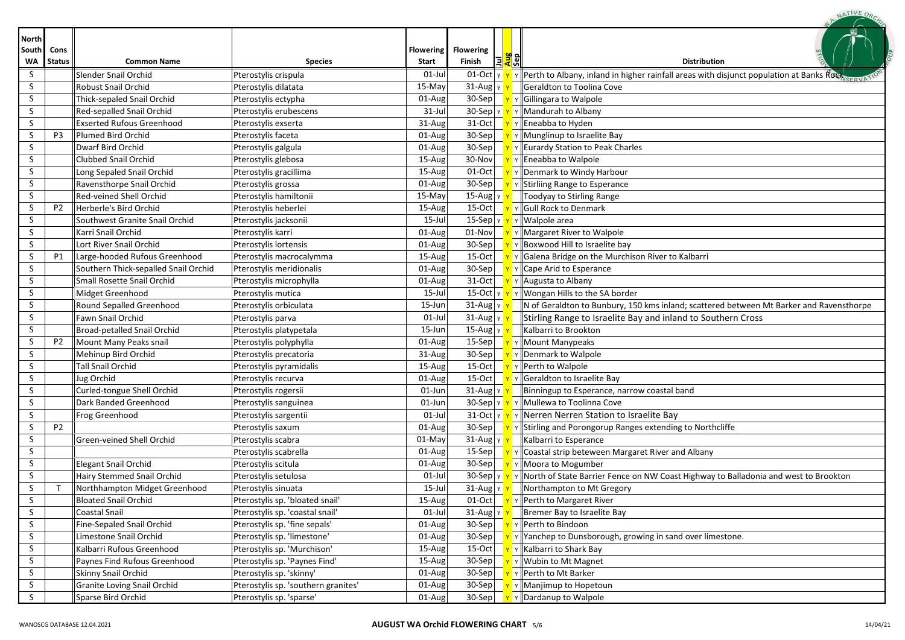| North South WA | Cons Status | Common Name | Species | Flowering Start | Flowering Finish | Jul | Aug | Sep | Distribution |
|---|---|---|---|---|---|---|---|---|---|
| S | | Slender Snail Orchid | Pterostylis crispula | 01-Jul | 01-Oct | Y | Y | Y | Perth to Albany, inland in higher rainfall areas with disjunct population at Banks Rock |
| S | | Robust Snail Orchid | Pterostylis dilatata | 15-May | 31-Aug | Y | Y | | Geraldton to Toolina Cove |
| S | | Thick-sepaled Snail Orchid | Pterostylis ectypha | 01-Aug | 30-Sep | | Y | Y | Gillingara to Walpole |
| S | | Red-sepalled Snail Orchid | Pterostylis erubescens | 31-Jul | 30-Sep | Y | Y | Y | Mandurah to Albany |
| S | | Exserted Rufous Greenhood | Pterostylis exserta | 31-Aug | 31-Oct | | Y | Y | Eneabba to Hyden |
| S | P3 | Plumed Bird Orchid | Pterostylis faceta | 01-Aug | 30-Sep | | Y | Y | Munglinup to Israelite Bay |
| S | | Dwarf Bird Orchid | Pterostylis galgula | 01-Aug | 30-Sep | | Y | Y | Eurardy Station to Peak Charles |
| S | | Clubbed Snail Orchid | Pterostylis glebosa | 15-Aug | 30-Nov | | Y | Y | Eneabba to Walpole |
| S | | Long Sepaled Snail Orchid | Pterostylis gracillima | 15-Aug | 01-Oct | | Y | Y | Denmark to Windy Harbour |
| S | | Ravensthorpe Snail Orchid | Pterostylis grossa | 01-Aug | 30-Sep | | Y | Y | Stirling Range to Esperance |
| S | | Red-veined Shell Orchid | Pterostylis hamiltonii | 15-May | 15-Aug | Y | Y | | Toodyay to Stirling Range |
| S | P2 | Herberle's Bird Orchid | Pterostylis heberlei | 15-Aug | 15-Oct | | Y | Y | Gull Rock to Denmark |
| S | | Southwest Granite Snail Orchid | Pterostylis jacksonii | 15-Jul | 15-Sep | Y | Y | Y | Walpole area |
| S | | Karri Snail Orchid | Pterostylis karri | 01-Aug | 01-Nov | | Y | Y | Margaret River to Walpole |
| S | | Lort River Snail Orchid | Pterostylis lortensis | 01-Aug | 30-Sep | | Y | Y | Boxwood Hill to Israelite bay |
| S | P1 | Large-hooded Rufous Greenhood | Pterostylis macrocalymma | 15-Aug | 15-Oct | | Y | Y | Galena Bridge on the Murchison River to Kalbarri |
| S | | Southern Thick-sepalled Snail Orchid | Pterostylis meridionalis | 01-Aug | 30-Sep | | Y | Y | Cape Arid to Esperance |
| S | | Small Rosette Snail Orchid | Pterostylis microphylla | 01-Aug | 31-Oct | | Y | Y | Augusta to Albany |
| S | | Midget Greenhood | Pterostylis mutica | 15-Jul | 15-Oct | Y | Y | Y | Wongan Hills to the SA border |
| S | | Round Sepalled Greenhood | Pterostylis orbiculata | 15-Jun | 31-Aug | Y | Y | | N of Geraldton to Bunbury, 150 kms inland; scattered between Mt Barker and Ravensthorpe |
| S | | Fawn Snail Orchid | Pterostylis parva | 01-Jul | 31-Aug | Y | Y | | Stirling Range to Israelite Bay and inland to Southern Cross |
| S | | Broad-petalled Snail Orchid | Pterostylis platypetala | 15-Jun | 15-Aug | Y | Y | | Kalbarri to Brookton |
| S | P2 | Mount Many Peaks snail | Pterostylis polyphylla | 01-Aug | 15-Sep | | Y | Y | Mount Manypeaks |
| S | | Mehinup Bird Orchid | Pterostylis precatoria | 31-Aug | 30-Sep | | Y | Y | Denmark to Walpole |
| S | | Tall Snail Orchid | Pterostylis pyramidalis | 15-Aug | 15-Oct | | Y | Y | Perth to Walpole |
| S | | Jug Orchid | Pterostylis recurva | 01-Aug | 15-Oct | | Y | Y | Geraldton to Israelite Bay |
| S | | Curled-tongue Shell Orchid | Pterostylis rogersii | 01-Jun | 31-Aug | Y | Y | | Binningup to Esperance, narrow coastal band |
| S | | Dark Banded Greenhood | Pterostylis sanguinea | 01-Jun | 30-Sep | Y | Y | Y | Mullewa to Toolinna Cove |
| S | | Frog Greenhood | Pterostylis sargentii | 01-Jul | 31-Oct | Y | Y | Y | Nerren Nerren Station to Israelite Bay |
| S | P2 | | Pterostylis saxum | 01-Aug | 30-Sep | | Y | Y | Stirling and Porongorup Ranges extending to Northcliffe |
| S | | Green-veined Shell Orchid | Pterostylis scabra | 01-May | 31-Aug | Y | Y | | Kalbarri to Esperance |
| S | | | Pterostylis scabrella | 01-Aug | 15-Sep | | Y | Y | Coastal strip beteween Margaret River and Albany |
| S | | Elegant Snail Orchid | Pterostylis scitula | 01-Aug | 30-Sep | | Y | Y | Moora to Mogumber |
| S | | Hairy Stemmed Snail Orchid | Pterostylis setulosa | 01-Jul | 30-Sep | Y | Y | Y | North of State Barrier Fence on NW Coast Highway to Balladonia and west to Brookton |
| S | T | Northhampton Midget Greenhood | Pterostylis sinuata | 15-Jul | 31-Aug | Y | Y | | Northampton to Mt Gregory |
| S | | Bloated Snail Orchid | Pterostylis sp. 'bloated snail' | 15-Aug | 01-Oct | | Y | Y | Perth to Margaret River |
| S | | Coastal Snail | Pterostylis sp. 'coastal snail' | 01-Jul | 31-Aug | Y | Y | | Bremer Bay to Israelite Bay |
| S | | Fine-Sepaled Snail Orchid | Pterostylis sp. 'fine sepals' | 01-Aug | 30-Sep | | Y | Y | Perth to Bindoon |
| S | | Limestone Snail Orchid | Pterostylis sp. 'limestone' | 01-Aug | 30-Sep | | Y | Y | Yanchep to Dunsborough, growing in sand over limestone. |
| S | | Kalbarri Rufous Greenhood | Pterostylis sp. 'Murchison' | 15-Aug | 15-Oct | | Y | Y | Kalbarri to Shark Bay |
| S | | Paynes Find Rufous Greenhood | Pterostylis sp. 'Paynes Find' | 15-Aug | 30-Sep | | Y | Y | Wubin to Mt Magnet |
| S | | Skinny Snail Orchid | Pterostylis sp. 'skinny' | 01-Aug | 30-Sep | | Y | Y | Perth to Mt Barker |
| S | | Granite Loving Snail Orchid | Pterostylis sp. 'southern granites' | 01-Aug | 30-Sep | | Y | Y | Manjimup to Hopetoun |
| S | | Sparse Bird Orchid | Pterostylis sp. 'sparse' | 01-Aug | 30-Sep | | Y | Y | Dardanup to Walpole |

WANOSCG DATABASE 12.04.2021 — **AUGUST WA Orchid FLOWERING CHART** — 14/04/21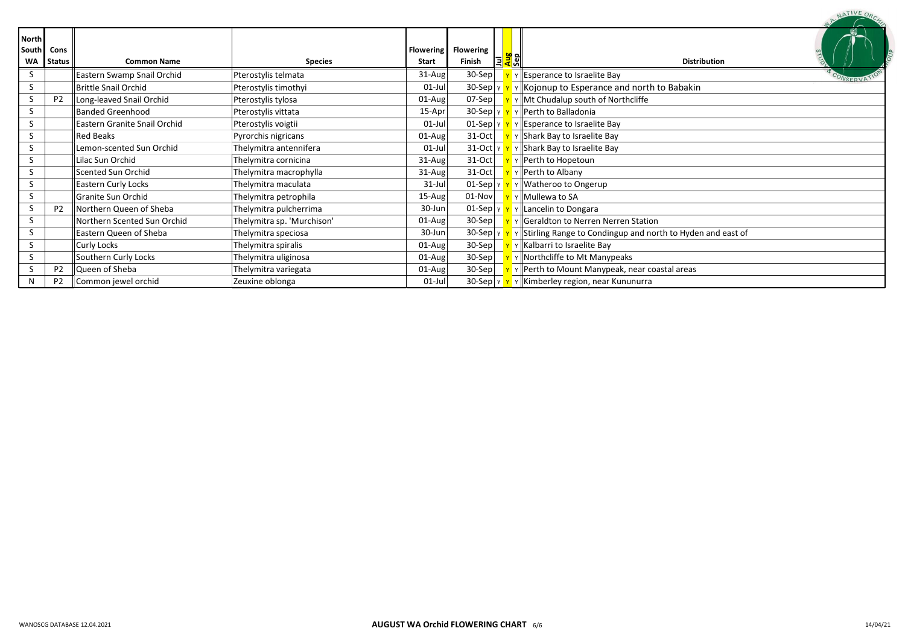| North South WA | Cons Status | Common Name | Species | Flowering Start | Flowering Finish | Jul | Aug | Sep | Distribution |
|---|---|---|---|---|---|---|---|---|---|
| S | | Eastern Swamp Snail Orchid | Pterostylis telmata | 31-Aug | 30-Sep | | Y | Y | Esperance to Israelite Bay |
| S | | Brittle Snail Orchid | Pterostylis timothyi | 01-Jul | 30-Sep | Y | Y | Y | Kojonup to Esperance and north to Babakin |
| S | P2 | Long-leaved Snail Orchid | Pterostylis tylosa | 01-Aug | 07-Sep | | Y | Y | Mt Chudalup south of Northcliffe |
| S | | Banded Greenhood | Pterostylis vittata | 15-Apr | 30-Sep | Y | Y | Y | Perth to Balladonia |
| S | | Eastern Granite Snail Orchid | Pterostylis voigtii | 01-Jul | 01-Sep | Y | Y | Y | Esperance to Israelite Bay |
| S | | Red Beaks | Pyrorchis nigricans | 01-Aug | 31-Oct | | Y | Y | Shark Bay to Israelite Bay |
| S | | Lemon-scented Sun Orchid | Thelymitra antennifera | 01-Jul | 31-Oct | Y | Y | Y | Shark Bay to Israelite Bay |
| S | | Lilac Sun Orchid | Thelymitra cornicina | 31-Aug | 31-Oct | | Y | Y | Perth to Hopetoun |
| S | | Scented Sun Orchid | Thelymitra macrophylla | 31-Aug | 31-Oct | | Y | Y | Perth to Albany |
| S | | Eastern Curly Locks | Thelymitra maculata | 31-Jul | 01-Sep | Y | Y | Y | Watheroo to Ongerup |
| S | | Granite Sun Orchid | Thelymitra petrophila | 15-Aug | 01-Nov | | Y | Y | Mullewa to SA |
| S | P2 | Northern Queen of Sheba | Thelymitra pulcherrima | 30-Jun | 01-Sep | Y | Y | Y | Lancelin to Dongara |
| S | | Northern Scented Sun Orchid | Thelymitra sp. 'Murchison' | 01-Aug | 30-Sep | | Y | Y | Geraldton to Nerren Nerren Station |
| S | | Eastern Queen of Sheba | Thelymitra speciosa | 30-Jun | 30-Sep | Y | Y | Y | Stirling Range to Condingup and north to Hyden and east of |
| S | | Curly Locks | Thelymitra spiralis | 01-Aug | 30-Sep | | Y | Y | Kalbarri to Israelite Bay |
| S | | Southern Curly Locks | Thelymitra uliginosa | 01-Aug | 30-Sep | | Y | Y | Northcliffe to Mt Manypeaks |
| S | P2 | Queen of Sheba | Thelymitra variegata | 01-Aug | 30-Sep | | Y | Y | Perth to Mount Manypeak, near coastal areas |
| N | P2 | Common jewel orchid | Zeuxine oblonga | 01-Jul | 30-Sep | Y | Y | Y | Kimberley region, near Kununurra |

WANOSCG DATABASE 12.04.2021

**AUGUST WA Orchid FLOWERING CHART**

14/04/21